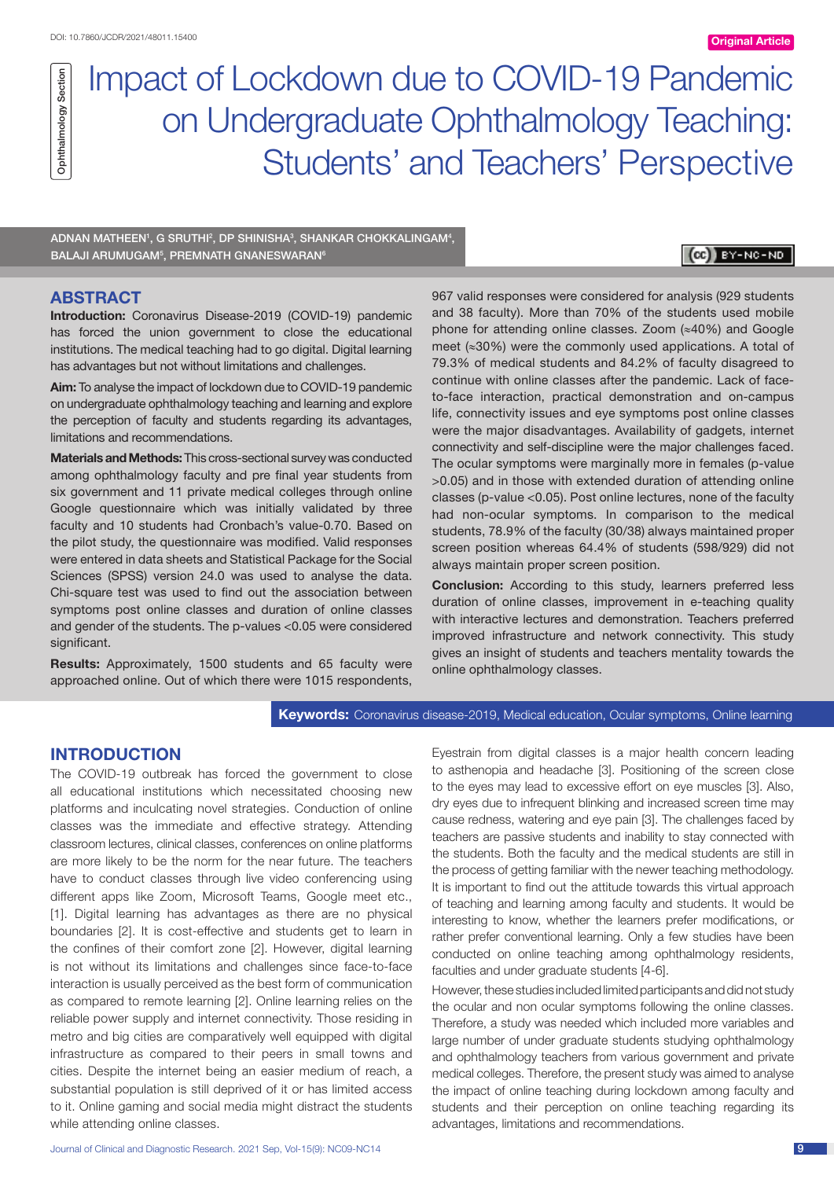# Impact of Lockdown due to COVID-19 Pandemic on Undergraduate Ophthalmology Teaching: Students' and Teachers' Perspective

ADNAN MATHEEN[1], G SRUTHI[2], DP SHINISHA[3], SHANKAR CHOKKALINGAM[4], BALAJI ARUMUGAM[5], PREMNATH GNANESWARAN[6]

## ABSTRACT

**Introduction:** Coronavirus Disease-2019 (COVID-19) pandemic has forced the union government to close the educational institutions. The medical teaching had to go digital. Digital learning has advantages but not without limitations and challenges.

**Aim:** To analyse the impact of lockdown due to COVID-19 pandemic on undergraduate ophthalmology teaching and learning and explore the perception of faculty and students regarding its advantages, limitations and recommendations.

**Materials and Methods:** This cross-sectional survey was conducted among ophthalmology faculty and pre final year students from six government and 11 private medical colleges through online Google questionnaire which was initially validated by three faculty and 10 students had Cronbach's value-0.70. Based on the pilot study, the questionnaire was modified. Valid responses were entered in data sheets and Statistical Package for the Social Sciences (SPSS) version 24.0 was used to analyse the data. Chi-square test was used to find out the association between symptoms post online classes and duration of online classes and gender of the students. The p-values <0.05 were considered significant.

**Results:** Approximately, 1500 students and 65 faculty were approached online. Out of which there were 1015 respondents, 967 valid responses were considered for analysis (929 students and 38 faculty). More than 70% of the students used mobile phone for attending online classes. Zoom (≈40%) and Google meet (≈30%) were the commonly used applications. A total of 79.3% of medical students and 84.2% of faculty disagreed to continue with online classes after the pandemic. Lack of face-to-face interaction, practical demonstration and on-campus life, connectivity issues and eye symptoms post online classes were the major disadvantages. Availability of gadgets, internet connectivity and self-discipline were the major challenges faced. The ocular symptoms were marginally more in females (p-value >0.05) and in those with extended duration of attending online classes (p-value <0.05). Post online lectures, none of the faculty had non-ocular symptoms. In comparison to the medical students, 78.9% of the faculty (30/38) always maintained proper screen position whereas 64.4% of students (598/929) did not always maintain proper screen position.

**Conclusion:** According to this study, learners preferred less duration of online classes, improvement in e-teaching quality with interactive lectures and demonstration. Teachers preferred improved infrastructure and network connectivity. This study gives an insight of students and teachers mentality towards the online ophthalmology classes.

**Keywords:** Coronavirus disease-2019, Medical education, Ocular symptoms, Online learning

## INTRODUCTION

The COVID-19 outbreak has forced the government to close all educational institutions which necessitated choosing new platforms and inculcating novel strategies. Conduction of online classes was the immediate and effective strategy. Attending classroom lectures, clinical classes, conferences on online platforms are more likely to be the norm for the near future. The teachers have to conduct classes through live video conferencing using different apps like Zoom, Microsoft Teams, Google meet etc., [1]. Digital learning has advantages as there are no physical boundaries [2]. It is cost-effective and students get to learn in the confines of their comfort zone [2]. However, digital learning is not without its limitations and challenges since face-to-face interaction is usually perceived as the best form of communication as compared to remote learning [2]. Online learning relies on the reliable power supply and internet connectivity. Those residing in metro and big cities are comparatively well equipped with digital infrastructure as compared to their peers in small towns and cities. Despite the internet being an easier medium of reach, a substantial population is still deprived of it or has limited access to it. Online gaming and social media might distract the students while attending online classes.

Eyestrain from digital classes is a major health concern leading to asthenopia and headache [3]. Positioning of the screen close to the eyes may lead to excessive effort on eye muscles [3]. Also, dry eyes due to infrequent blinking and increased screen time may cause redness, watering and eye pain [3]. The challenges faced by teachers are passive students and inability to stay connected with the students. Both the faculty and the medical students are still in the process of getting familiar with the newer teaching methodology. It is important to find out the attitude towards this virtual approach of teaching and learning among faculty and students. It would be interesting to know, whether the learners prefer modifications, or rather prefer conventional learning. Only a few studies have been conducted on online teaching among ophthalmology residents, faculties and under graduate students [4-6].

However, these studies included limited participants and did not study the ocular and non ocular symptoms following the online classes. Therefore, a study was needed which included more variables and large number of under graduate students studying ophthalmology and ophthalmology teachers from various government and private medical colleges. Therefore, the present study was aimed to analyse the impact of online teaching during lockdown among faculty and students and their perception on online teaching regarding its advantages, limitations and recommendations.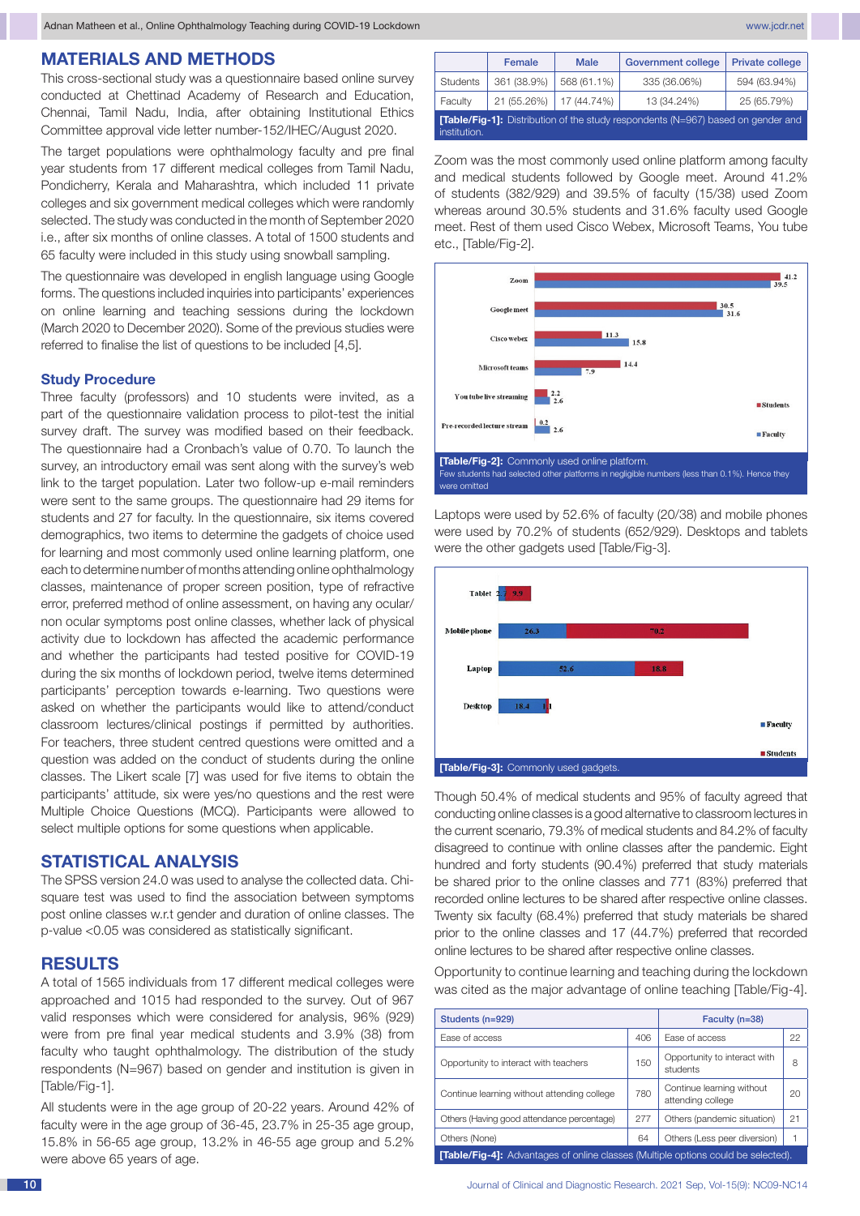## MATERIALS AND METHODS

This cross-sectional study was a questionnaire based online survey conducted at Chettinad Academy of Research and Education, Chennai, Tamil Nadu, India, after obtaining Institutional Ethics Committee approval vide letter number-152/IHEC/August 2020.

The target populations were ophthalmology faculty and pre final year students from 17 different medical colleges from Tamil Nadu, Pondicherry, Kerala and Maharashtra, which included 11 private colleges and six government medical colleges which were randomly selected. The study was conducted in the month of September 2020 i.e., after six months of online classes. A total of 1500 students and 65 faculty were included in this study using snowball sampling.

The questionnaire was developed in english language using Google forms. The questions included inquiries into participants' experiences on online learning and teaching sessions during the lockdown (March 2020 to December 2020). Some of the previous studies were referred to finalise the list of questions to be included [4,5].

### Study Procedure

Three faculty (professors) and 10 students were invited, as a part of the questionnaire validation process to pilot-test the initial survey draft. The survey was modified based on their feedback. The questionnaire had a Cronbach's value of 0.70. To launch the survey, an introductory email was sent along with the survey's web link to the target population. Later two follow-up e-mail reminders were sent to the same groups. The questionnaire had 29 items for students and 27 for faculty. In the questionnaire, six items covered demographics, two items to determine the gadgets of choice used for learning and most commonly used online learning platform, one each to determine number of months attending online ophthalmology classes, maintenance of proper screen position, type of refractive error, preferred method of online assessment, on having any ocular/non ocular symptoms post online classes, whether lack of physical activity due to lockdown has affected the academic performance and whether the participants had tested positive for COVID-19 during the six months of lockdown period, twelve items determined participants' perception towards e-learning. Two questions were asked on whether the participants would like to attend/conduct classroom lectures/clinical postings if permitted by authorities. For teachers, three student centred questions were omitted and a question was added on the conduct of students during the online classes. The Likert scale [7] was used for five items to assess the participants' attitude, six were yes/no questions and the rest were Multiple Choice Questions (MCQ). Participants were allowed to select multiple options for some questions when applicable.

## STATISTICAL ANALYSIS

The SPSS version 24.0 was used to analyse the collected data. Chi-square test was used to find the association between symptoms post online classes w.r.t gender and duration of online classes. The p-value <0.05 was considered as statistically significant.

## RESULTS

A total of 1565 individuals from 17 different medical colleges were approached and 1015 had responded to the survey. Out of 967 valid responses which were considered for analysis, 96% (929) were from pre final year medical students and 3.9% (38) from faculty who taught ophthalmology. The distribution of the study respondents (N=967) based on gender and institution is given in [Table/Fig-1].

All students were in the age group of 20-22 years. Around 42% of faculty were in the age group of 36-45, 23.7% in 25-35 age group, 15.8% in 56-65 age group, 13.2% in 46-55 age group and 5.2% were above 65 years of age.

| | Female | Male | Government college | Private college |
|---|---|---|---|---|
| Students | 361 (38.9%) | 568 (61.1%) | 335 (36.06%) | 594 (63.94%) |
| Faculty | 21 (55.26%) | 17 (44.74%) | 13 (34.24%) | 25 (65.79%) |

**[Table/Fig-1]:** Distribution of the study respondents (N=967) based on gender and institution.

Zoom was the most commonly used online platform among faculty and medical students followed by Google meet. Around 41.2% of students (382/929) and 39.5% of faculty (15/38) used Zoom whereas around 30.5% students and 31.6% faculty used Google meet. Rest of them used Cisco Webex, Microsoft Teams, You tube etc., [Table/Fig-2].

| Platform | Students | Faculty |
|---|---|---|
| Zoom | 41.2 | 39.5 |
| Google meet | 30.5 | 31.6 |
| Cisco webex | 11.3 | 15.8 |
| Microsoft teams | 14.4 | 7.9 |
| You tube live streaming | 2.2 | 2.6 |
| Pre-recorded lecture stream | 0.2 | 2.6 |

**[Table/Fig-2]:** Commonly used online platform.
Few students had selected other platforms in negligible numbers (less than 0.1%). Hence they were omitted

Laptops were used by 52.6% of faculty (20/38) and mobile phones were used by 70.2% of students (652/929). Desktops and tablets were the other gadgets used [Table/Fig-3].

| Gadget | Faculty | Students |
|---|---|---|
| Tablet | 2.7 | 9.9 |
| Mobile phone | 26.3 | 70.2 |
| Laptop | 52.6 | 18.8 |
| Desktop | 18.4 | 1.1 |

**[Table/Fig-3]:** Commonly used gadgets.

Though 50.4% of medical students and 95% of faculty agreed that conducting online classes is a good alternative to classroom lectures in the current scenario, 79.3% of medical students and 84.2% of faculty disagreed to continue with online classes after the pandemic. Eight hundred and forty students (90.4%) preferred that study materials be shared prior to the online classes and 771 (83%) preferred that recorded online lectures to be shared after respective online classes. Twenty six faculty (68.4%) preferred that study materials be shared prior to the online classes and 17 (44.7%) preferred that recorded online lectures to be shared after respective online classes.

Opportunity to continue learning and teaching during the lockdown was cited as the major advantage of online teaching [Table/Fig-4].

| Students (n=929) | | Faculty (n=38) | |
|---|---|---|---|
| Ease of access | 406 | Ease of access | 22 |
| Opportunity to interact with teachers | 150 | Opportunity to interact with students | 8 |
| Continue learning without attending college | 780 | Continue learning without attending college | 20 |
| Others (Having good attendance percentage) | 277 | Others (pandemic situation) | 21 |
| Others (None) | 64 | Others (Less peer diversion) | 1 |

**[Table/Fig-4]:** Advantages of online classes (Multiple options could be selected).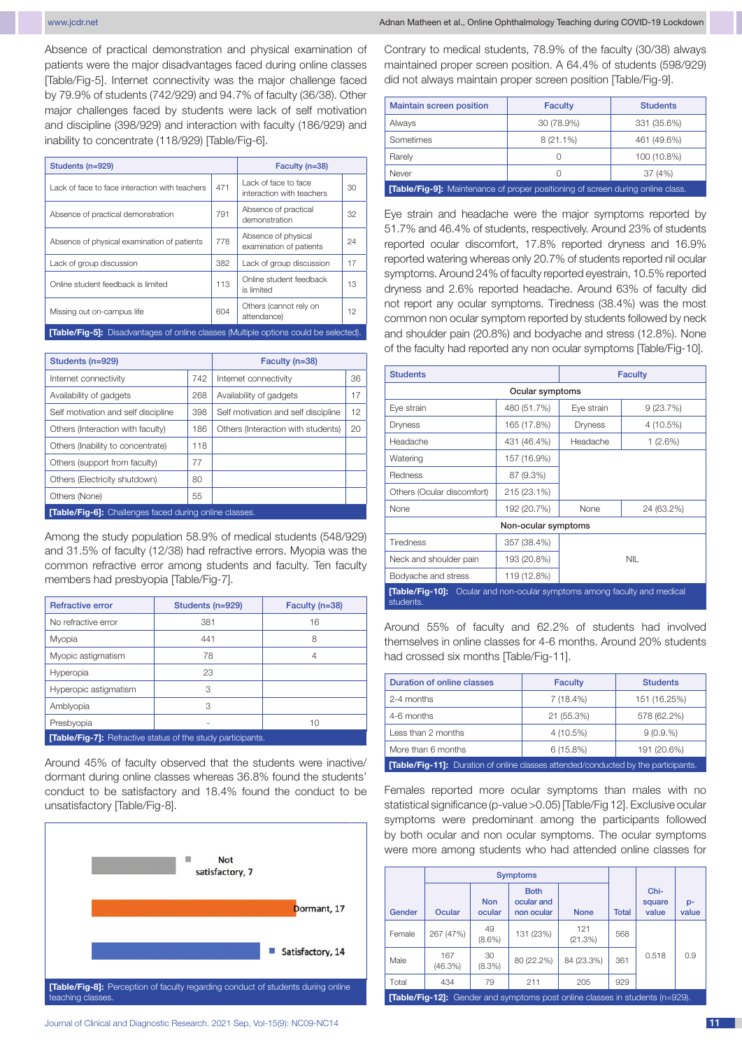Absence of practical demonstration and physical examination of patients were the major disadvantages faced during online classes [Table/Fig-5]. Internet connectivity was the major challenge faced by 79.9% of students (742/929) and 94.7% of faculty (36/38). Other major challenges faced by students were lack of self motivation and discipline (398/929) and interaction with faculty (186/929) and inability to concentrate (118/929) [Table/Fig-6].

| Students (n=929) | | Faculty (n=38) | |
|---|---|---|---|
| Lack of face to face interaction with teachers | 471 | Lack of face to face interaction with teachers | 30 |
| Absence of practical demonstration | 791 | Absence of practical demonstration | 32 |
| Absence of physical examination of patients | 778 | Absence of physical examination of patients | 24 |
| Lack of group discussion | 382 | Lack of group discussion | 17 |
| Online student feedback is limited | 113 | Online student feedback is limited | 13 |
| Missing out on-campus life | 604 | Others (cannot rely on attendance) | 12 |

[Table/Fig-5]: Disadvantages of online classes (Multiple options could be selected).

| Students (n=929) | | Faculty (n=38) | |
|---|---|---|---|
| Internet connectivity | 742 | Internet connectivity | 36 |
| Availability of gadgets | 268 | Availability of gadgets | 17 |
| Self motivation and self discipline | 398 | Self motivation and self discipline | 12 |
| Others (Interaction with faculty) | 186 | Others (Interaction with students) | 20 |
| Others (Inability to concentrate) | 118 | | |
| Others (support from faculty) | 77 | | |
| Others (Electricity shutdown) | 80 | | |
| Others (None) | 55 | | |

[Table/Fig-6]: Challenges faced during online classes.

Among the study population 58.9% of medical students (548/929) and 31.5% of faculty (12/38) had refractive errors. Myopia was the common refractive error among students and faculty. Ten faculty members had presbyopia [Table/Fig-7].

| Refractive error | Students (n=929) | Faculty (n=38) |
|---|---|---|
| No refractive error | 381 | 16 |
| Myopia | 441 | 8 |
| Myopic astigmatism | 78 | 4 |
| Hyperopia | 23 | |
| Hyperopic astigmatism | 3 | |
| Amblyopia | 3 | |
| Presbyopia | - | 10 |

[Table/Fig-7]: Refractive status of the study participants.

Around 45% of faculty observed that the students were inactive/dormant during online classes whereas 36.8% found the students' conduct to be satisfactory and 18.4% found the conduct to be unsatisfactory [Table/Fig-8].

| Perception | Faculty |
|---|---|
| Not satisfactory | 7 |
| Dormant | 17 |
| Satisfactory | 14 |

[Table/Fig-8]: Perception of faculty regarding conduct of students during online teaching classes.

Contrary to medical students, 78.9% of the faculty (30/38) always maintained proper screen position. A 64.4% of students (598/929) did not always maintain proper screen position [Table/Fig-9].

| Maintain screen position | Faculty | Students |
|---|---|---|
| Always | 30 (78.9%) | 331 (35.6%) |
| Sometimes | 8 (21.1%) | 461 (49.6%) |
| Rarely | 0 | 100 (10.8%) |
| Never | 0 | 37 (4%) |

[Table/Fig-9]: Maintenance of proper positioning of screen during online class.

Eye strain and headache were the major symptoms reported by 51.7% and 46.4% of students, respectively. Around 23% of students reported ocular discomfort, 17.8% reported dryness and 16.9% reported watering whereas only 20.7% of students reported nil ocular symptoms. Around 24% of faculty reported eyestrain, 10.5% reported dryness and 2.6% reported headache. Around 63% of faculty did not report any ocular symptoms. Tiredness (38.4%) was the most common non ocular symptom reported by students followed by neck and shoulder pain (20.8%) and bodyache and stress (12.8%). None of the faculty had reported any non ocular symptoms [Table/Fig-10].

| Students | | Faculty | |
|---|---|---|---|
| **Ocular symptoms** | | | |
| Eye strain | 480 (51.7%) | Eye strain | 9 (23.7%) |
| Dryness | 165 (17.8%) | Dryness | 4 (10.5%) |
| Headache | 431 (46.4%) | Headache | 1 (2.6%) |
| Watering | 157 (16.9%) | | |
| Redness | 87 (9.3%) | | |
| Others (Ocular discomfort) | 215 (23.1%) | | |
| None | 192 (20.7%) | None | 24 (63.2%) |
| **Non-ocular symptoms** | | | |
| Tiredness | 357 (38.4%) | NIL | |
| Neck and shoulder pain | 193 (20.8%) | | |
| Bodyache and stress | 119 (12.8%) | | |

[Table/Fig-10]: Ocular and non-ocular symptoms among faculty and medical students.

Around 55% of faculty and 62.2% of students had involved themselves in online classes for 4-6 months. Around 20% students had crossed six months [Table/Fig-11].

| Duration of online classes | Faculty | Students |
|---|---|---|
| 2-4 months | 7 (18.4%) | 151 (16.25%) |
| 4-6 months | 21 (55.3%) | 578 (62.2%) |
| Less than 2 months | 4 (10.5%) | 9 (0.9.%) |
| More than 6 months | 6 (15.8%) | 191 (20.6%) |

[Table/Fig-11]: Duration of online classes attended/conducted by the participants.

Females reported more ocular symptoms than males with no statistical significance (p-value >0.05) [Table/Fig 12]. Exclusive ocular symptoms were predominant among the participants followed by both ocular and non ocular symptoms. The ocular symptoms were more among students who had attended online classes for

| Gender | Symptoms | | | | Total | Chi-square value | p-value |
|---|---|---|---|---|---|---|---|
| | Ocular | Non ocular | Both ocular and non ocular | None | | | |
| Female | 267 (47%) | 49 (8.6%) | 131 (23%) | 121 (21.3%) | 568 | 0.518 | 0.9 |
| Male | 167 (46.3%) | 30 (8.3%) | 80 (22.2%) | 84 (23.3%) | 361 | | |
| Total | 434 | 79 | 211 | 205 | 929 | | |

[Table/Fig-12]: Gender and symptoms post online classes in students (n=929).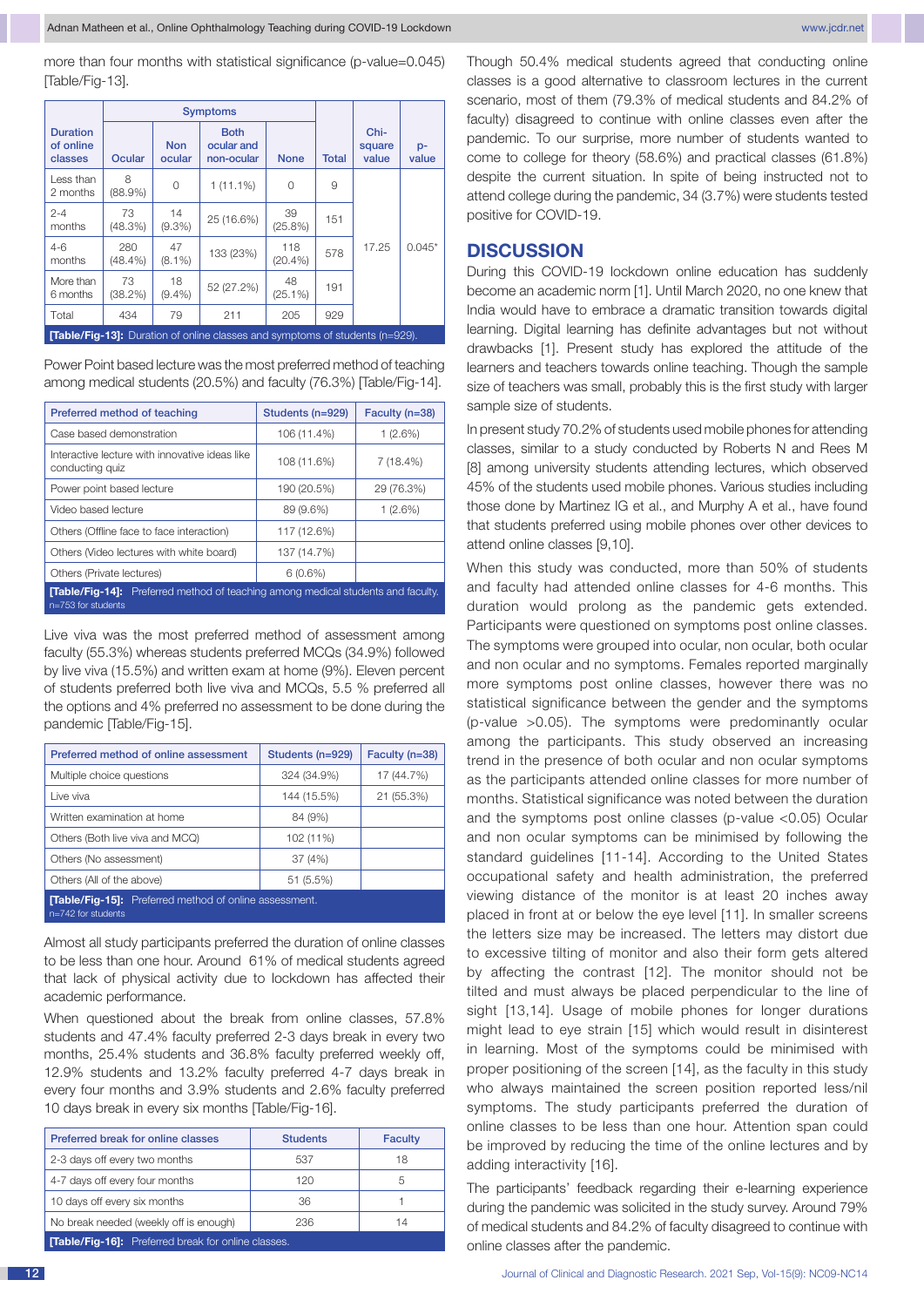more than four months with statistical significance (p-value=0.045) [Table/Fig-13].

| Duration of online classes | Symptoms | | | | Total | Chi-square value | p-value |
|---|---|---|---|---|---|---|---|
| | Ocular | Non ocular | Both ocular and non-ocular | None | | | |
| Less than 2 months | 8 (88.9%) | 0 | 1 (11.1%) | 0 | 9 | 17.25 | 0.045* |
| 2-4 months | 73 (48.3%) | 14 (9.3%) | 25 (16.6%) | 39 (25.8%) | 151 | | |
| 4-6 months | 280 (48.4%) | 47 (8.1%) | 133 (23%) | 118 (20.4%) | 578 | | |
| More than 6 months | 73 (38.2%) | 18 (9.4%) | 52 (27.2%) | 48 (25.1%) | 191 | | |
| Total | 434 | 79 | 211 | 205 | 929 | | |

**[Table/Fig-13]:** Duration of online classes and symptoms of students (n=929).

Power Point based lecture was the most preferred method of teaching among medical students (20.5%) and faculty (76.3%) [Table/Fig-14].

| Preferred method of teaching | Students (n=929) | Faculty (n=38) |
|---|---|---|
| Case based demonstration | 106 (11.4%) | 1 (2.6%) |
| Interactive lecture with innovative ideas like conducting quiz | 108 (11.6%) | 7 (18.4%) |
| Power point based lecture | 190 (20.5%) | 29 (76.3%) |
| Video based lecture | 89 (9.6%) | 1 (2.6%) |
| Others (Offline face to face interaction) | 117 (12.6%) | |
| Others (Video lectures with white board) | 137 (14.7%) | |
| Others (Private lectures) | 6 (0.6%) | |

**[Table/Fig-14]:** Preferred method of teaching among medical students and faculty. n=753 for students

Live viva was the most preferred method of assessment among faculty (55.3%) whereas students preferred MCQs (34.9%) followed by live viva (15.5%) and written exam at home (9%). Eleven percent of students preferred both live viva and MCQs, 5.5 % preferred all the options and 4% preferred no assessment to be done during the pandemic [Table/Fig-15].

| Preferred method of online assessment | Students (n=929) | Faculty (n=38) |
|---|---|---|
| Multiple choice questions | 324 (34.9%) | 17 (44.7%) |
| Live viva | 144 (15.5%) | 21 (55.3%) |
| Written examination at home | 84 (9%) | |
| Others (Both live viva and MCQ) | 102 (11%) | |
| Others (No assessment) | 37 (4%) | |
| Others (All of the above) | 51 (5.5%) | |

**[Table/Fig-15]:** Preferred method of online assessment. n=742 for students

Almost all study participants preferred the duration of online classes to be less than one hour. Around 61% of medical students agreed that lack of physical activity due to lockdown has affected their academic performance.

When questioned about the break from online classes, 57.8% students and 47.4% faculty preferred 2-3 days break in every two months, 25.4% students and 36.8% faculty preferred weekly off, 12.9% students and 13.2% faculty preferred 4-7 days break in every four months and 3.9% students and 2.6% faculty preferred 10 days break in every six months [Table/Fig-16].

| Preferred break for online classes | Students | Faculty |
|---|---|---|
| 2-3 days off every two months | 537 | 18 |
| 4-7 days off every four months | 120 | 5 |
| 10 days off every six months | 36 | 1 |
| No break needed (weekly off is enough) | 236 | 14 |

**[Table/Fig-16]:** Preferred break for online classes.

Though 50.4% medical students agreed that conducting online classes is a good alternative to classroom lectures in the current scenario, most of them (79.3% of medical students and 84.2% of faculty) disagreed to continue with online classes even after the pandemic. To our surprise, more number of students wanted to come to college for theory (58.6%) and practical classes (61.8%) despite the current situation. In spite of being instructed not to attend college during the pandemic, 34 (3.7%) were students tested positive for COVID-19.

## DISCUSSION

During this COVID-19 lockdown online education has suddenly become an academic norm [1]. Until March 2020, no one knew that India would have to embrace a dramatic transition towards digital learning. Digital learning has definite advantages but not without drawbacks [1]. Present study has explored the attitude of the learners and teachers towards online teaching. Though the sample size of teachers was small, probably this is the first study with larger sample size of students.

In present study 70.2% of students used mobile phones for attending classes, similar to a study conducted by Roberts N and Rees M [8] among university students attending lectures, which observed 45% of the students used mobile phones. Various studies including those done by Martinez IG et al., and Murphy A et al., have found that students preferred using mobile phones over other devices to attend online classes [9,10].

When this study was conducted, more than 50% of students and faculty had attended online classes for 4-6 months. This duration would prolong as the pandemic gets extended. Participants were questioned on symptoms post online classes. The symptoms were grouped into ocular, non ocular, both ocular and non ocular and no symptoms. Females reported marginally more symptoms post online classes, however there was no statistical significance between the gender and the symptoms (p-value >0.05). The symptoms were predominantly ocular among the participants. This study observed an increasing trend in the presence of both ocular and non ocular symptoms as the participants attended online classes for more number of months. Statistical significance was noted between the duration and the symptoms post online classes (p-value <0.05) Ocular and non ocular symptoms can be minimised by following the standard guidelines [11-14]. According to the United States occupational safety and health administration, the preferred viewing distance of the monitor is at least 20 inches away placed in front at or below the eye level [11]. In smaller screens the letters size may be increased. The letters may distort due to excessive tilting of monitor and also their form gets altered by affecting the contrast [12]. The monitor should not be tilted and must always be placed perpendicular to the line of sight [13,14]. Usage of mobile phones for longer durations might lead to eye strain [15] which would result in disinterest in learning. Most of the symptoms could be minimised with proper positioning of the screen [14], as the faculty in this study who always maintained the screen position reported less/nil symptoms. The study participants preferred the duration of online classes to be less than one hour. Attention span could be improved by reducing the time of the online lectures and by adding interactivity [16].

The participants' feedback regarding their e-learning experience during the pandemic was solicited in the study survey. Around 79% of medical students and 84.2% of faculty disagreed to continue with online classes after the pandemic.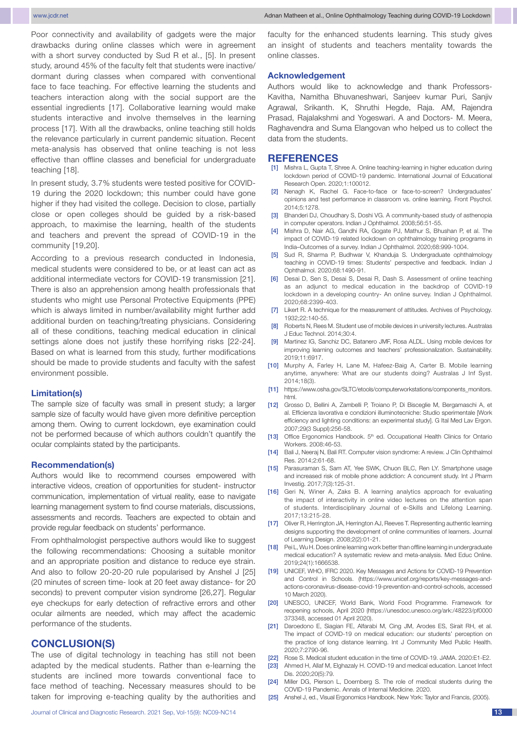Poor connectivity and availability of gadgets were the major drawbacks during online classes which were in agreement with a short survey conducted by Sud R et al., [5]. In present study, around 45% of the faculty felt that students were inactive/dormant during classes when compared with conventional face to face teaching. For effective learning the students and teachers interaction along with the social support are the essential ingredients [17]. Collaborative learning would make students interactive and involve themselves in the learning process [17]. With all the drawbacks, online teaching still holds the relevance particularly in current pandemic situation. Recent meta-analysis has observed that online teaching is not less effective than offline classes and beneficial for undergraduate teaching [18].

In present study, 3.7% students were tested positive for COVID-19 during the 2020 lockdown; this number could have gone higher if they had visited the college. Decision to close, partially close or open colleges should be guided by a risk-based approach, to maximise the learning, health of the students and teachers and prevent the spread of COVID-19 in the community [19,20].

According to a previous research conducted in Indonesia, medical students were considered to be, or at least can act as additional intermediate vectors for COVID-19 transmission [21]. There is also an apprehension among health professionals that students who might use Personal Protective Equipments (PPE) which is always limited in number/availability might further add additional burden on teaching/treating physicians. Considering all of these conditions, teaching medical education in clinical settings alone does not justify these horrifying risks [22-24]. Based on what is learned from this study, further modifications should be made to provide students and faculty with the safest environment possible.

### Limitation(s)

The sample size of faculty was small in present study; a larger sample size of faculty would have given more definitive perception among them. Owing to current lockdown, eye examination could not be performed because of which authors couldn't quantify the ocular complaints stated by the participants.

### Recommendation(s)

Authors would like to recommend courses empowered with interactive videos, creation of opportunities for student- instructor communication, implementation of virtual reality, ease to navigate learning management system to find course materials, discussions, assessments and records. Teachers are expected to obtain and provide regular feedback on students' performance.

From ophthalmologist perspective authors would like to suggest the following recommendations: Choosing a suitable monitor and an appropriate position and distance to reduce eye strain. And also to follow 20-20-20 rule popularised by Anshel J [25] (20 minutes of screen time- look at 20 feet away distance- for 20 seconds) to prevent computer vision syndrome [26,27]. Regular eye checkups for early detection of refractive errors and other ocular ailments are needed, which may affect the academic performance of the students.

## CONCLUSION(S)

The use of digital technology in teaching has still not been adapted by the medical students. Rather than e-learning the students are inclined more towards conventional face to face method of teaching. Necessary measures should to be taken for improving e-teaching quality by the authorities and faculty for the enhanced students learning. This study gives an insight of students and teachers mentality towards the online classes.

### Acknowledgement

Authors would like to acknowledge and thank Professors- Kavitha, Namitha Bhuvaneshwari, Sanjeev kumar Puri, Sanjiv Agrawal, Srikanth. K, Shruthi Hegde, Raja. AM, Rajendra Prasad, Rajalakshmi and Yogeswari. A and Doctors- M. Meera, Raghavendra and Suma Elangovan who helped us to collect the data from the students.

## REFERENCES

[1] Mishra L, Gupta T, Shree A. Online teaching-learning in higher education during lockdown period of COVID-19 pandemic. International Journal of Educational Research Open. 2020;1:100012.

[2] Nenagh K, Rachel G. Face-to-face or face-to-screen? Undergraduates' opinions and test performance in classroom vs. online learning. Front Psychol. 2014;5:1278.

[3] Bhanderi DJ, Choudhary S, Doshi VG. A community-based study of asthenopia in computer operators. Indian J Ophthalmol. 2008;56:51-55.

[4] Mishra D, Nair AG, Gandhi RA, Gogate PJ, Mathur S, Bhushan P, et al. The impact of COVID-19 related lockdown on ophthalmology training programs in India–Outcomes of a survey. Indian J Ophthalmol. 2020;68:999-1004.

[5] Sud R, Sharma P, Budhwar V, Khanduja S. Undergraduate ophthalmology teaching in COVID-19 times: Students' perspective and feedback. Indian J Ophthalmol. 2020;68:1490-91.

[6] Desai D, Sen S, Desai S, Desai R, Dash S. Assessment of online teaching as an adjunct to medical education in the backdrop of COVID-19 lockdown in a developing country- An online survey. Indian J Ophthalmol. 2020;68:2399-403.

[7] Likert R. A technique for the measurement of attitudes. Archives of Psychology. 1932;22:140-55.

[8] Roberts N, Rees M. Student use of mobile devices in university lectures. Australas J Educ Technol. 2014;30:4.

[9] Martinez IG, Sanchiz DC, Batanero JMF, Rosa ALDL. Using mobile devices for improving learning outcomes and teachers' professionalization. Sustainability. 2019;11:6917.

[10] Murphy A, Farley H, Lane M, Hafeez-Baig A, Carter B. Mobile learning anytime, anywhere: What are our students doing? Australas J Inf Syst. 2014;18(3).

[11] https://www.osha.gov/SLTC/etools/computerworkstations/components_monitors.html.

[12] Grosso D, Bellini A, Zambelli P, Troiano P, Di Bisceglie M, Bergamaschi A, et al. Efficienza lavorativa e condizioni illuminotecniche: Studio sperimentale [Work efficiency and lighting conditions: an experimental study]. G Ital Med Lav Ergon. 2007;29(3 Suppl):256-58.

[13] Office Ergonomics Handbook. 5th ed. Occupational Health Clinics for Ontario Workers. 2008:46-53.

[14] Bali J, Neeraj N, Bali RT. Computer vision syndrome: A review. J Clin Ophthalmol Res. 2014;2:61-68.

[15] Parasuraman S, Sam AT, Yee SWK, Chuon BLC, Ren LY. Smartphone usage and increased risk of mobile phone addiction: A concurrent study. Int J Pharm Investig. 2017;7(3):125-31.

[16] Geri N, Winer A, Zaks B. A learning analytics approach for evaluating the impact of interactivity in online video lectures on the attention span of students. Interdisciplinary Journal of e-Skills and Lifelong Learning. 2017;13:215-28.

[17] Oliver R, Herrington JA, Herrington AJ, Reeves T. Representing authentic learning designs supporting the development of online communities of learners. Journal of Learning Design. 2008;2(2):01-21.

[18] Pei L, Wu H. Does online learning work better than offline learning in undergraduate medical education? A systematic review and meta-analysis. Med Educ Online. 2019;24(1):1666538.

[19] UNICEF, WHO, IFRC 2020. Key Messages and Actions for COVID-19 Prevention and Control in Schools. (https://www.unicef.org/reports/key-messages-and-actions-coronavirus-disease-covid-19-prevention-and-control-schools, accessed 10 March 2020).

[20] UNESCO, UNICEF, World Bank, World Food Programme. Framework for reopening schools, April 2020 (https://unesdoc.unesco.org/ark:/48223/pf0000373348, accessed 01 April 2020).

[21] Daroedono E, Siagian FE, Alfarabi M, Cing JM, Arodes ES, Sirait RH, et al. The impact of COVID-19 on medical education: our students' perception on the practice of long distance learning. Int J Community Med Public Health. 2020;7:2790-96.

[22] Rose S. Medical student education in the time of COVID-19. JAMA. 2020:E1-E2.

[23] Ahmed H, Allaf M, Elghazaly H. COVID-19 and medical education. Lancet Infect Dis. 2020;20(5):79.

[24] Miller DG, Pierson L, Doernberg S. The role of medical students during the COVID-19 Pandemic. Annals of Internal Medicine. 2020.

[25] Anshel J, ed., Visual Ergonomics Handbook. New York: Taylor and Francis, (2005).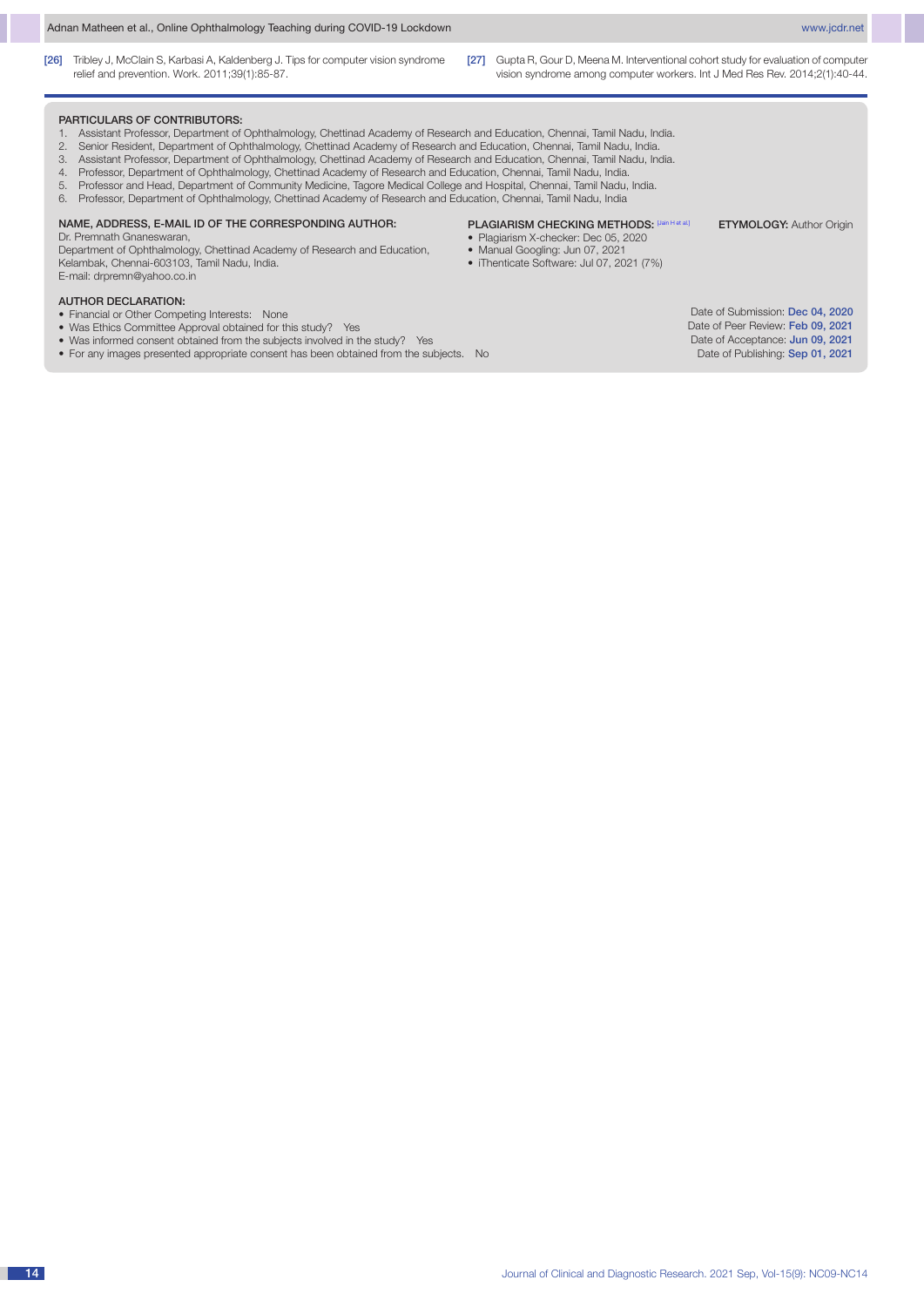[26] Tribley J, McClain S, Karbasi A, Kaldenberg J. Tips for computer vision syndrome relief and prevention. Work. 2011;39(1):85-87.

[27] Gupta R, Gour D, Meena M. Interventional cohort study for evaluation of computer vision syndrome among computer workers. Int J Med Res Rev. 2014;2(1):40-44.

**PARTICULARS OF CONTRIBUTORS:**

1. Assistant Professor, Department of Ophthalmology, Chettinad Academy of Research and Education, Chennai, Tamil Nadu, India.
2. Senior Resident, Department of Ophthalmology, Chettinad Academy of Research and Education, Chennai, Tamil Nadu, India.
3. Assistant Professor, Department of Ophthalmology, Chettinad Academy of Research and Education, Chennai, Tamil Nadu, India.
4. Professor, Department of Ophthalmology, Chettinad Academy of Research and Education, Chennai, Tamil Nadu, India.
5. Professor and Head, Department of Community Medicine, Tagore Medical College and Hospital, Chennai, Tamil Nadu, India.
6. Professor, Department of Ophthalmology, Chettinad Academy of Research and Education, Chennai, Tamil Nadu, India

**NAME, ADDRESS, E-MAIL ID OF THE CORRESPONDING AUTHOR:**

Dr. Premnath Gnaneswaran,
Department of Ophthalmology, Chettinad Academy of Research and Education,
Kelambak, Chennai-603103, Tamil Nadu, India.
E-mail: drpremn@yahoo.co.in

**AUTHOR DECLARATION:**

- Financial or Other Competing Interests: None
- Was Ethics Committee Approval obtained for this study? Yes
- Was informed consent obtained from the subjects involved in the study? Yes
- For any images presented appropriate consent has been obtained from the subjects. No

**PLAGIARISM CHECKING METHODS:** [Jain H et al.]

- Plagiarism X-checker: Dec 05, 2020
- Manual Googling: Jun 07, 2021
- iThenticate Software: Jul 07, 2021 (7%)

**ETYMOLOGY:** Author Origin

Date of Submission: **Dec 04, 2020**
Date of Peer Review: **Feb 09, 2021**
Date of Acceptance: **Jun 09, 2021**
Date of Publishing: **Sep 01, 2021**